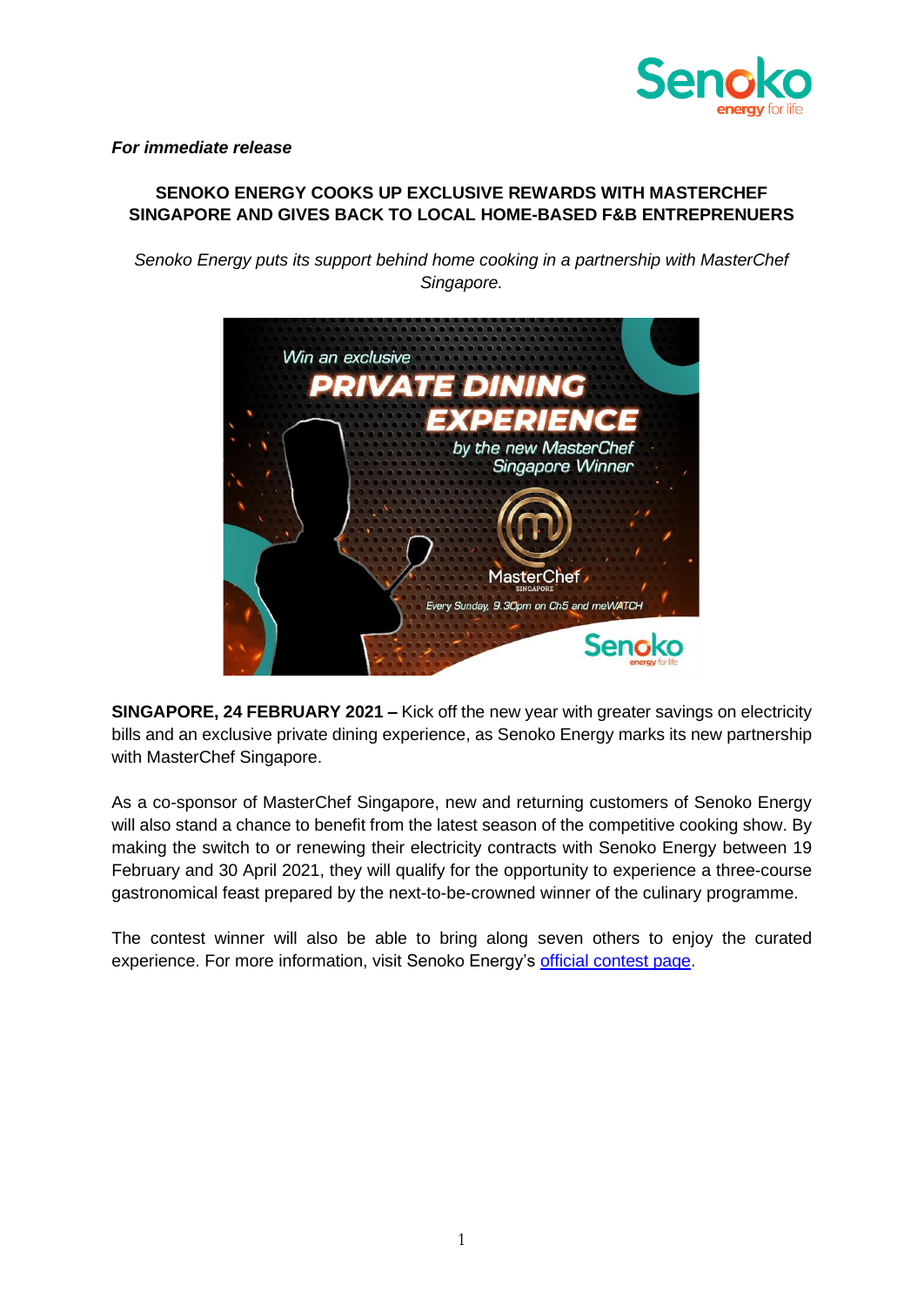*For immediate release*

**SENOKO ENERGY COOKS UP EXCLUSIVE REWARDS WITH MASTERCHEF SINGAPORE AND GIVES BACK TO LOCAL HOME-BASED F&B ENTREPRENEURS**

*Senoko Energy puts its support behind home cooking in a partnership with MasterChef Singapore.*

**SINGAPORE, 24 FEBRUARY 2021 –** Kick off the new year with greater savings on electricity bills and an exclusive private dining experience, as Senoko Energy marks its new partnership with MasterChef Singapore.

As a co-sponsor of MasterChef Singapore, new and returning customers of Senoko Energy will also stand a chance to benefit from the latest season of the competitive cooking show. By making the switch to or renewing their electricity contracts with Senoko Energy between 19 February and 30 April 2021, they will qualify for the opportunity to experience a three-course gastronomical feast prepared by the next-to-be-crowned winner of the culinary programme.

The contest winner will also be able to bring along seven others to enjoy the curated experience. For more information, visit Senoko Energy's official contest page.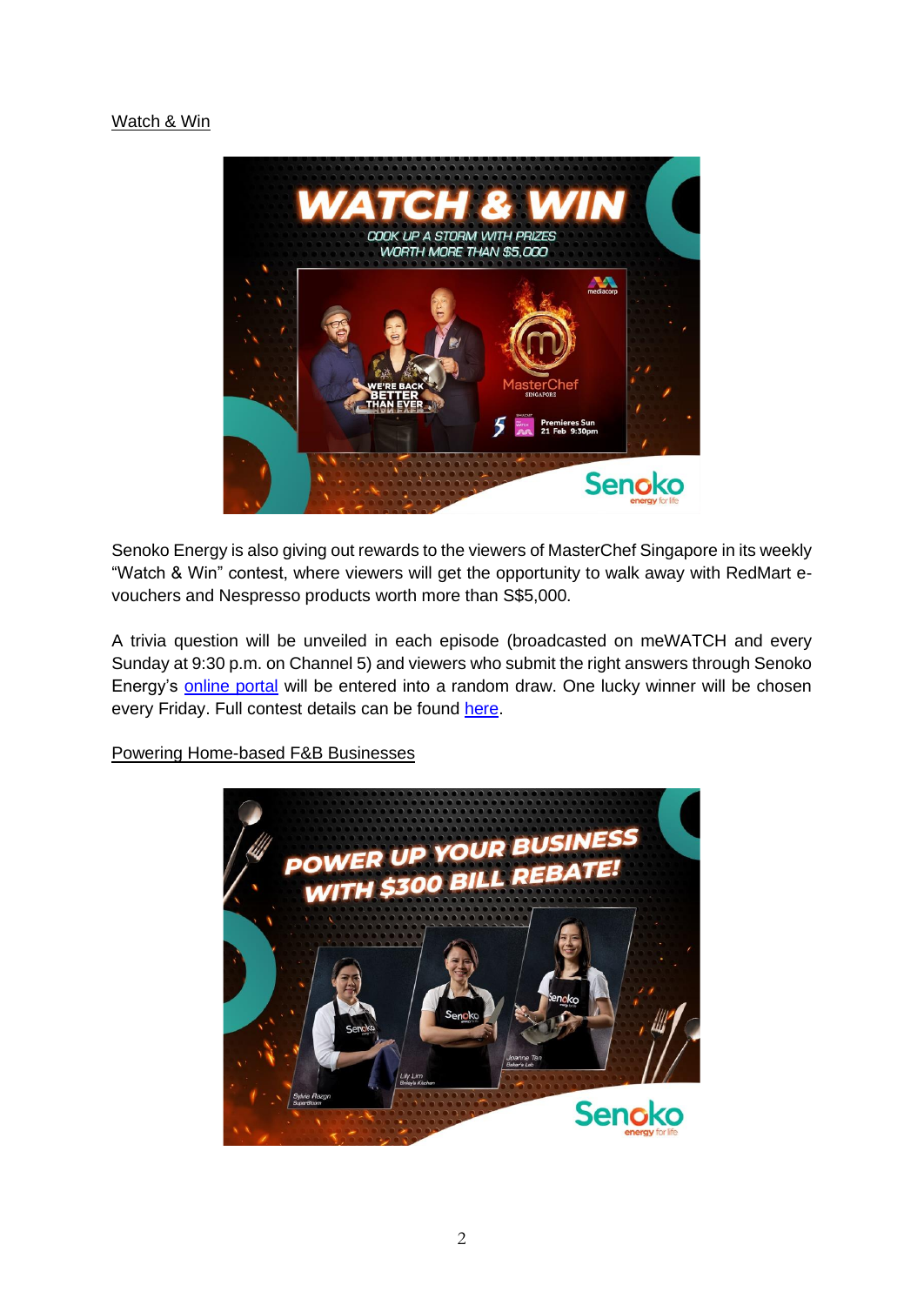Watch & Win

Senoko Energy is also giving out rewards to the viewers of MasterChef Singapore in its weekly "Watch & Win" contest, where viewers will get the opportunity to walk away with RedMart e-vouchers and Nespresso products worth more than S$5,000.

A trivia question will be unveiled in each episode (broadcasted on meWATCH and every Sunday at 9:30 p.m. on Channel 5) and viewers who submit the right answers through Senoko Energy's online portal will be entered into a random draw. One lucky winner will be chosen every Friday. Full contest details can be found here.

Powering Home-based F&B Businesses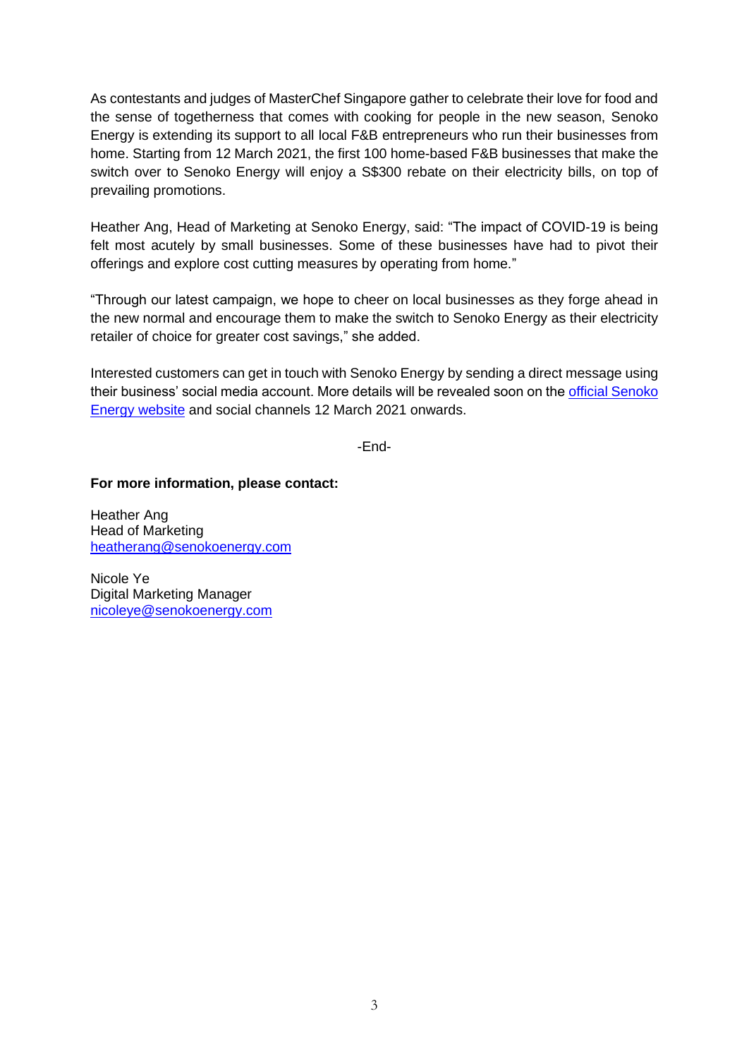As contestants and judges of MasterChef Singapore gather to celebrate their love for food and the sense of togetherness that comes with cooking for people in the new season, Senoko Energy is extending its support to all local F&B entrepreneurs who run their businesses from home. Starting from 12 March 2021, the first 100 home-based F&B businesses that make the switch over to Senoko Energy will enjoy a S$300 rebate on their electricity bills, on top of prevailing promotions.

Heather Ang, Head of Marketing at Senoko Energy, said: "The impact of COVID-19 is being felt most acutely by small businesses. Some of these businesses have had to pivot their offerings and explore cost cutting measures by operating from home."

"Through our latest campaign, we hope to cheer on local businesses as they forge ahead in the new normal and encourage them to make the switch to Senoko Energy as their electricity retailer of choice for greater cost savings," she added.

Interested customers can get in touch with Senoko Energy by sending a direct message using their business' social media account. More details will be revealed soon on the official Senoko Energy website and social channels 12 March 2021 onwards.

-End-

**For more information, please contact:**

Heather Ang
Head of Marketing
heatherang@senokoenergy.com

Nicole Ye
Digital Marketing Manager
nicoleye@senokoenergy.com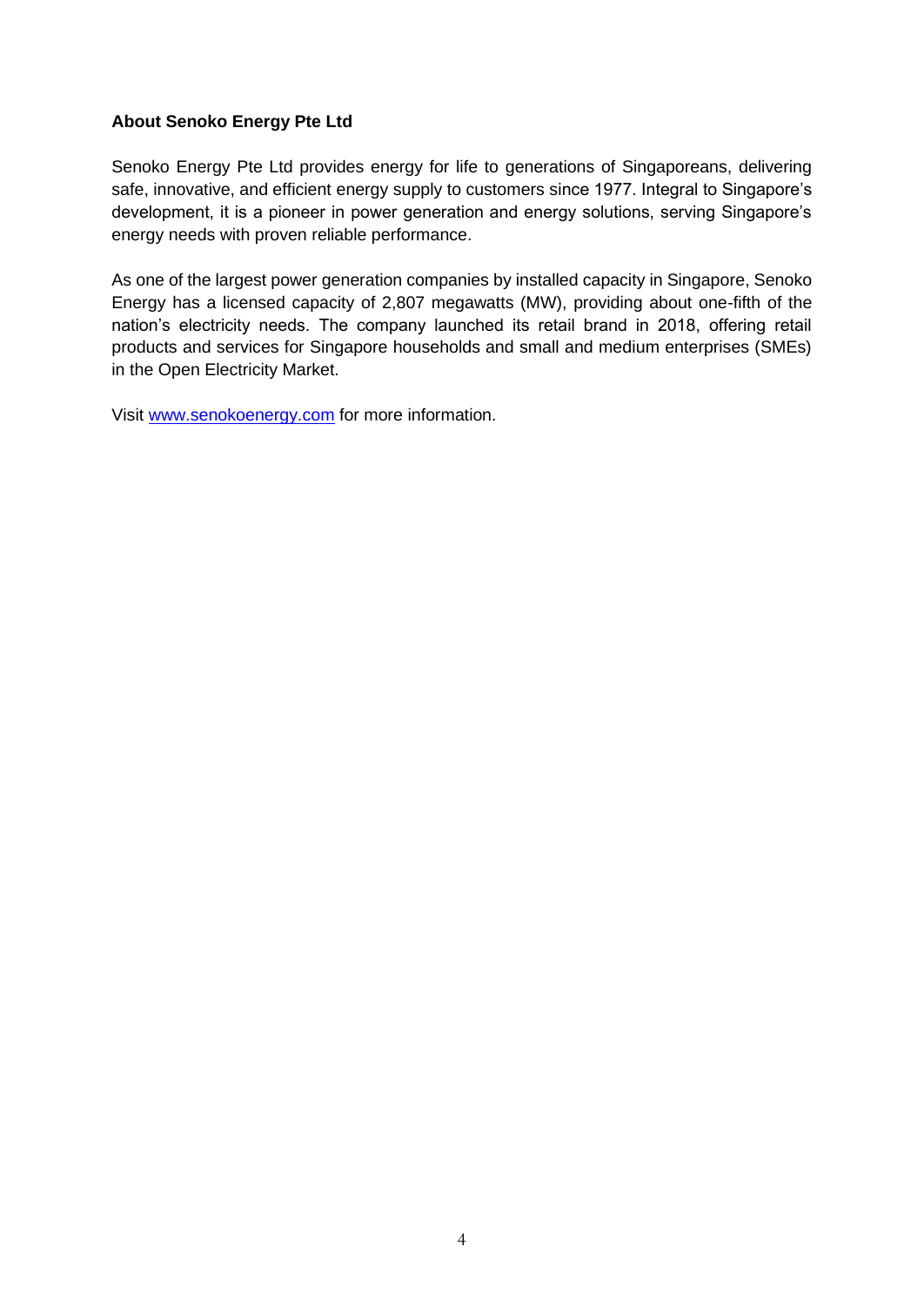**About Senoko Energy Pte Ltd**

Senoko Energy Pte Ltd provides energy for life to generations of Singaporeans, delivering safe, innovative, and efficient energy supply to customers since 1977. Integral to Singapore's development, it is a pioneer in power generation and energy solutions, serving Singapore's energy needs with proven reliable performance.

As one of the largest power generation companies by installed capacity in Singapore, Senoko Energy has a licensed capacity of 2,807 megawatts (MW), providing about one-fifth of the nation's electricity needs. The company launched its retail brand in 2018, offering retail products and services for Singapore households and small and medium enterprises (SMEs) in the Open Electricity Market.

Visit [www.senokoenergy.com](http://www.senokoenergy.com) for more information.